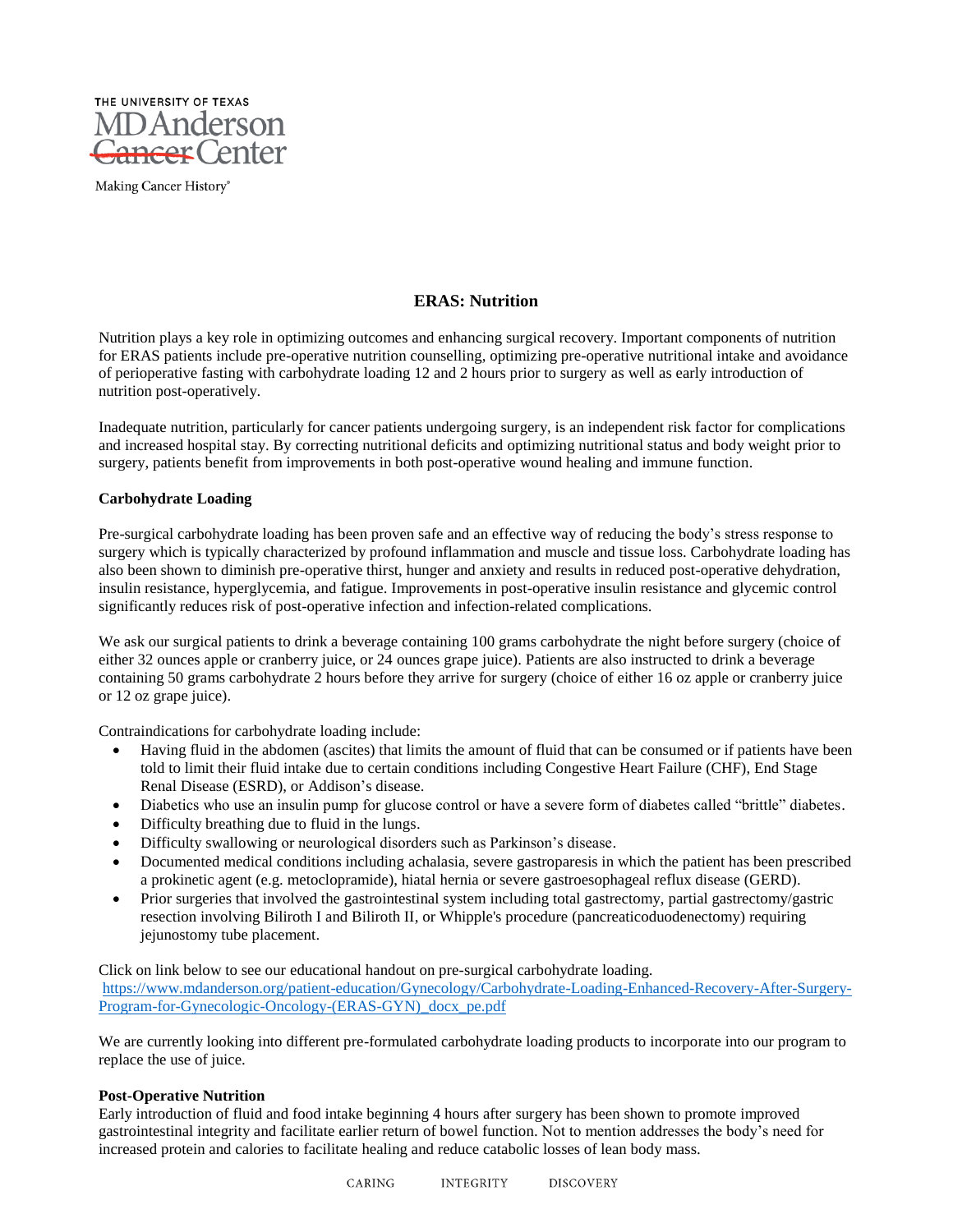THE UNIVERSITY OF TEXAS
MD Anderson Cancer Center
Making Cancer History®

## ERAS: Nutrition

Nutrition plays a key role in optimizing outcomes and enhancing surgical recovery. Important components of nutrition for ERAS patients include pre-operative nutrition counselling, optimizing pre-operative nutritional intake and avoidance of perioperative fasting with carbohydrate loading 12 and 2 hours prior to surgery as well as early introduction of nutrition post-operatively.

Inadequate nutrition, particularly for cancer patients undergoing surgery, is an independent risk factor for complications and increased hospital stay. By correcting nutritional deficits and optimizing nutritional status and body weight prior to surgery, patients benefit from improvements in both post-operative wound healing and immune function.

**Carbohydrate Loading**

Pre-surgical carbohydrate loading has been proven safe and an effective way of reducing the body's stress response to surgery which is typically characterized by profound inflammation and muscle and tissue loss. Carbohydrate loading has also been shown to diminish pre-operative thirst, hunger and anxiety and results in reduced post-operative dehydration, insulin resistance, hyperglycemia, and fatigue. Improvements in post-operative insulin resistance and glycemic control significantly reduces risk of post-operative infection and infection-related complications.

We ask our surgical patients to drink a beverage containing 100 grams carbohydrate the night before surgery (choice of either 32 ounces apple or cranberry juice, or 24 ounces grape juice). Patients are also instructed to drink a beverage containing 50 grams carbohydrate 2 hours before they arrive for surgery (choice of either 16 oz apple or cranberry juice or 12 oz grape juice).

Contraindications for carbohydrate loading include:

- Having fluid in the abdomen (ascites) that limits the amount of fluid that can be consumed or if patients have been told to limit their fluid intake due to certain conditions including Congestive Heart Failure (CHF), End Stage Renal Disease (ESRD), or Addison's disease.
- Diabetics who use an insulin pump for glucose control or have a severe form of diabetes called "brittle" diabetes.
- Difficulty breathing due to fluid in the lungs.
- Difficulty swallowing or neurological disorders such as Parkinson's disease.
- Documented medical conditions including achalasia, severe gastroparesis in which the patient has been prescribed a prokinetic agent (e.g. metoclopramide), hiatal hernia or severe gastroesophageal reflux disease (GERD).
- Prior surgeries that involved the gastrointestinal system including total gastrectomy, partial gastrectomy/gastric resection involving Biliroth I and Biliroth II, or Whipple's procedure (pancreaticoduodenectomy) requiring jejunostomy tube placement.

Click on link below to see our educational handout on pre-surgical carbohydrate loading.
https://www.mdanderson.org/patient-education/Gynecology/Carbohydrate-Loading-Enhanced-Recovery-After-Surgery-Program-for-Gynecologic-Oncology-(ERAS-GYN)_docx_pe.pdf

We are currently looking into different pre-formulated carbohydrate loading products to incorporate into our program to replace the use of juice.

**Post-Operative Nutrition**

Early introduction of fluid and food intake beginning 4 hours after surgery has been shown to promote improved gastrointestinal integrity and facilitate earlier return of bowel function. Not to mention addresses the body's need for increased protein and calories to facilitate healing and reduce catabolic losses of lean body mass.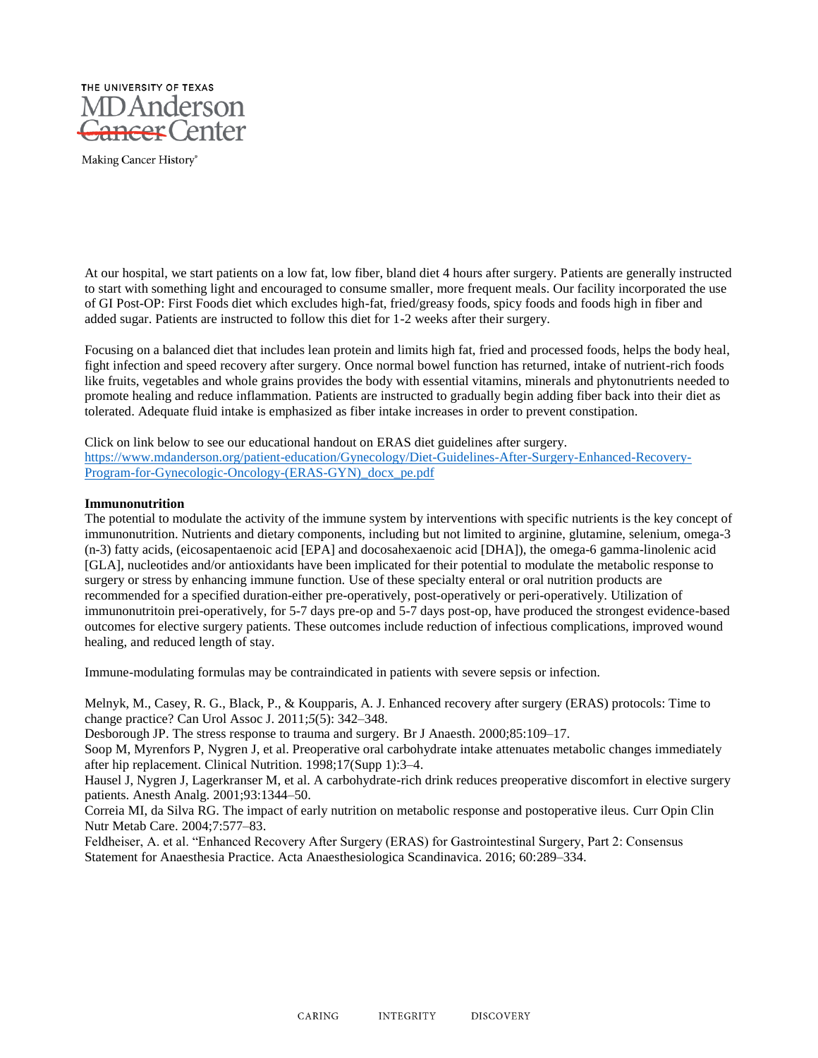At our hospital, we start patients on a low fat, low fiber, bland diet 4 hours after surgery. Patients are generally instructed to start with something light and encouraged to consume smaller, more frequent meals. Our facility incorporated the use of GI Post-OP: First Foods diet which excludes high-fat, fried/greasy foods, spicy foods and foods high in fiber and added sugar. Patients are instructed to follow this diet for 1-2 weeks after their surgery.

Focusing on a balanced diet that includes lean protein and limits high fat, fried and processed foods, helps the body heal, fight infection and speed recovery after surgery. Once normal bowel function has returned, intake of nutrient-rich foods like fruits, vegetables and whole grains provides the body with essential vitamins, minerals and phytonutrients needed to promote healing and reduce inflammation. Patients are instructed to gradually begin adding fiber back into their diet as tolerated. Adequate fluid intake is emphasized as fiber intake increases in order to prevent constipation.

Click on link below to see our educational handout on ERAS diet guidelines after surgery.
https://www.mdanderson.org/patient-education/Gynecology/Diet-Guidelines-After-Surgery-Enhanced-Recovery-Program-for-Gynecologic-Oncology-(ERAS-GYN)_docx_pe.pdf

**Immunonutrition**

The potential to modulate the activity of the immune system by interventions with specific nutrients is the key concept of immunonutrition. Nutrients and dietary components, including but not limited to arginine, glutamine, selenium, omega-3 (n-3) fatty acids, (eicosapentaenoic acid [EPA] and docosahexaenoic acid [DHA]), the omega-6 gamma-linolenic acid [GLA], nucleotides and/or antioxidants have been implicated for their potential to modulate the metabolic response to surgery or stress by enhancing immune function. Use of these specialty enteral or oral nutrition products are recommended for a specified duration-either pre-operatively, post-operatively or peri-operatively. Utilization of immunonutritoin prei-operatively, for 5-7 days pre-op and 5-7 days post-op, have produced the strongest evidence-based outcomes for elective surgery patients. These outcomes include reduction of infectious complications, improved wound healing, and reduced length of stay.

Immune-modulating formulas may be contraindicated in patients with severe sepsis or infection.

Melnyk, M., Casey, R. G., Black, P., & Koupparis, A. J. Enhanced recovery after surgery (ERAS) protocols: Time to change practice? Can Urol Assoc J. 2011;5(5): 342–348.

Desborough JP. The stress response to trauma and surgery. Br J Anaesth. 2000;85:109–17.

Soop M, Myrenfors P, Nygren J, et al. Preoperative oral carbohydrate intake attenuates metabolic changes immediately after hip replacement. Clinical Nutrition. 1998;17(Supp 1):3–4.

Hausel J, Nygren J, Lagerkranser M, et al. A carbohydrate-rich drink reduces preoperative discomfort in elective surgery patients. Anesth Analg. 2001;93:1344–50.

Correia MI, da Silva RG. The impact of early nutrition on metabolic response and postoperative ileus. Curr Opin Clin Nutr Metab Care. 2004;7:577–83.

Feldheiser, A. et al. "Enhanced Recovery After Surgery (ERAS) for Gastrointestinal Surgery, Part 2: Consensus Statement for Anaesthesia Practice. Acta Anaesthesiologica Scandinavica. 2016; 60:289–334.